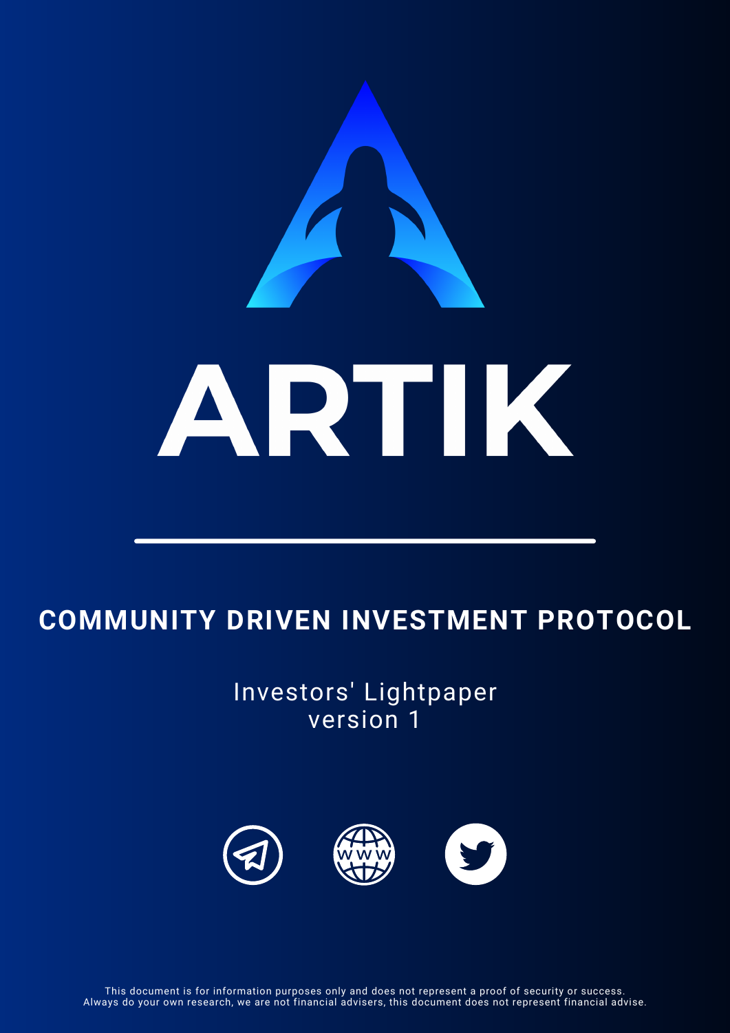# ARTIK

## COMMUNITY DRIVEN INVESTMENT PROTOCOL

Investors' Lightpaper
version 1

This document is for information purposes only and does not represent a proof of security or success.
Always do your own research, we are not financial advisers, this document does not represent financial advise.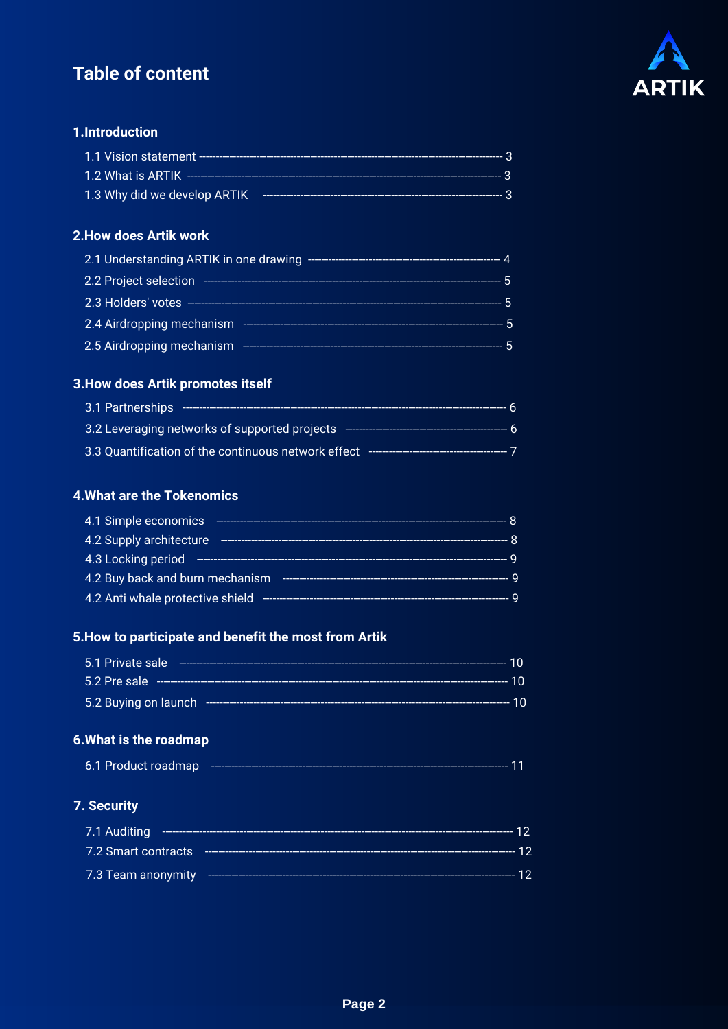# Table of content

ARTIK

## 1.Introduction

- 1.1 Vision statement ---------- 3
- 1.2 What is ARTIK ---------- 3
- 1.3 Why did we develop ARTIK ---------- 3

## 2.How does Artik work

- 2.1 Understanding ARTIK in one drawing ---------- 4
- 2.2 Project selection ---------- 5
- 2.3 Holders' votes ---------- 5
- 2.4 Airdropping mechanism ---------- 5
- 2.5 Airdropping mechanism ---------- 5

## 3.How does Artik promotes itself

- 3.1 Partnerships ---------- 6
- 3.2 Leveraging networks of supported projects ---------- 6
- 3.3 Quantification of the continuous network effect ---------- 7

## 4.What are the Tokenomics

- 4.1 Simple economics ---------- 8
- 4.2 Supply architecture ---------- 8
- 4.3 Locking period ---------- 9
- 4.2 Buy back and burn mechanism ---------- 9
- 4.2 Anti whale protective shield ---------- 9

## 5.How to participate and benefit the most from Artik

- 5.1 Private sale ---------- 10
- 5.2 Pre sale ---------- 10
- 5.2 Buying on launch ---------- 10

## 6.What is the roadmap

- 6.1 Product roadmap ---------- 11

## 7. Security

- 7.1 Auditing ---------- 12
- 7.2 Smart contracts ---------- 12
- 7.3 Team anonymity ---------- 12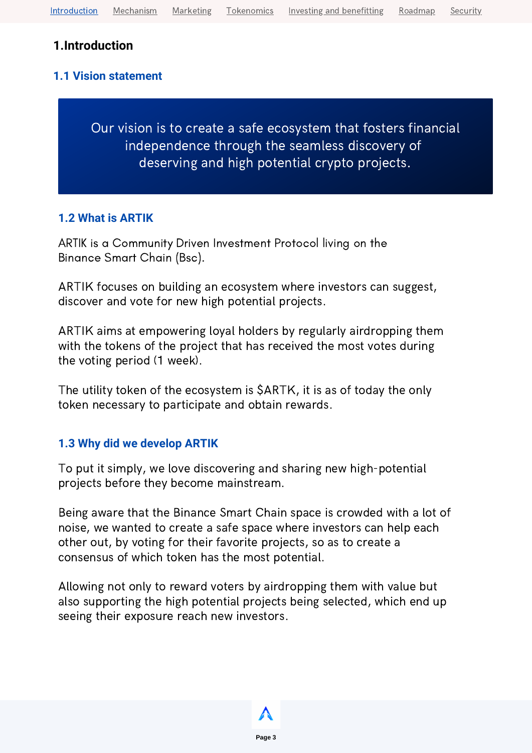# 1.Introduction

## 1.1 Vision statement

Our vision is to create a safe ecosystem that fosters financial independence through the seamless discovery of deserving and high potential crypto projects.

## 1.2 What is ARTIK

ARTIK is a Community Driven Investment Protocol living on the Binance Smart Chain (Bsc).

ARTIK focuses on building an ecosystem where investors can suggest, discover and vote for new high potential projects.

ARTIK aims at empowering loyal holders by regularly airdropping them with the tokens of the project that has received the most votes during the voting period (1 week).

The utility token of the ecosystem is $ARTK, it is as of today the only token necessary to participate and obtain rewards.

## 1.3 Why did we develop ARTIK

To put it simply, we love discovering and sharing new high-potential projects before they become mainstream.

Being aware that the Binance Smart Chain space is crowded with a lot of noise, we wanted to create a safe space where investors can help each other out, by voting for their favorite projects, so as to create a consensus of which token has the most potential.

Allowing not only to reward voters by airdropping them with value but also supporting the high potential projects being selected, which end up seeing their exposure reach new investors.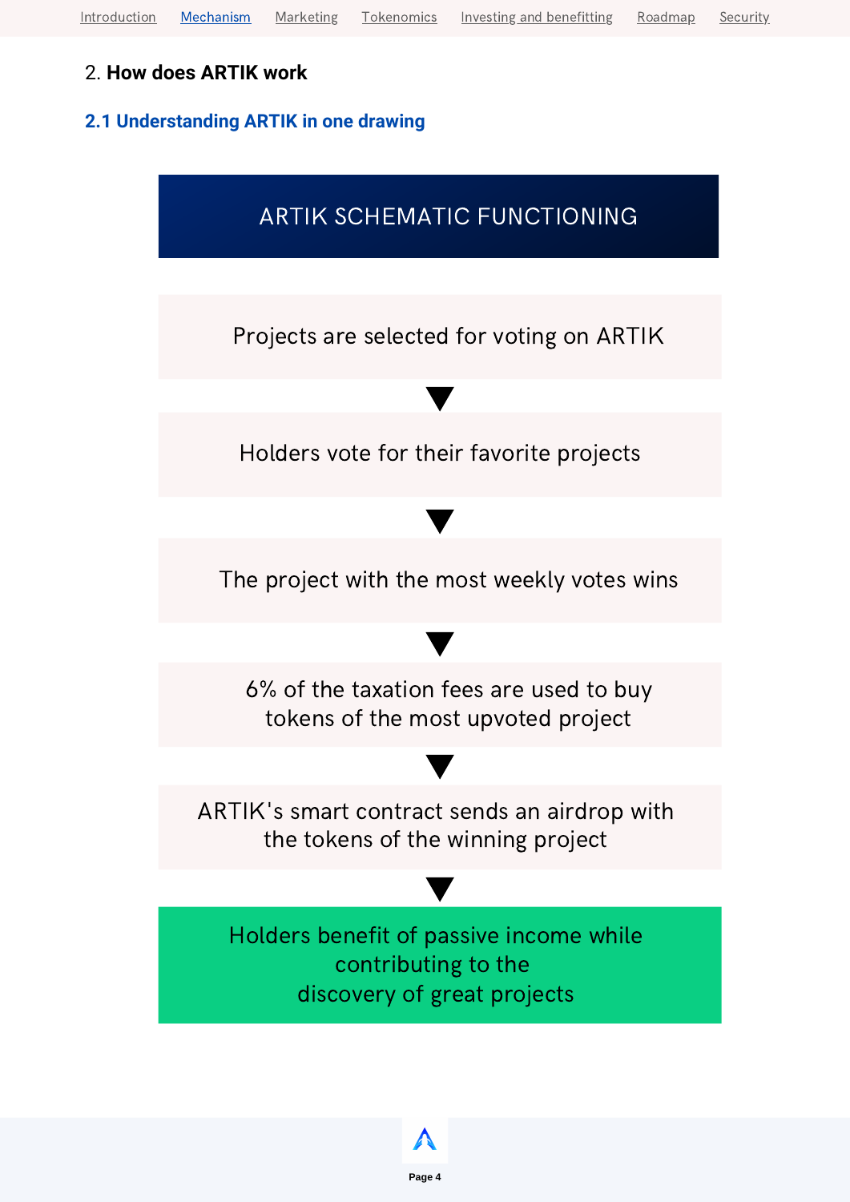## 2. **How does ARTIK work**

### 2.1 Understanding ARTIK in one drawing

**ARTIK SCHEMATIC FUNCTIONING**

Projects are selected for voting on ARTIK

▼

Holders vote for their favorite projects

▼

The project with the most weekly votes wins

▼

6% of the taxation fees are used to buy tokens of the most upvoted project

▼

ARTIK's smart contract sends an airdrop with the tokens of the winning project

▼

Holders benefit of passive income while contributing to the discovery of great projects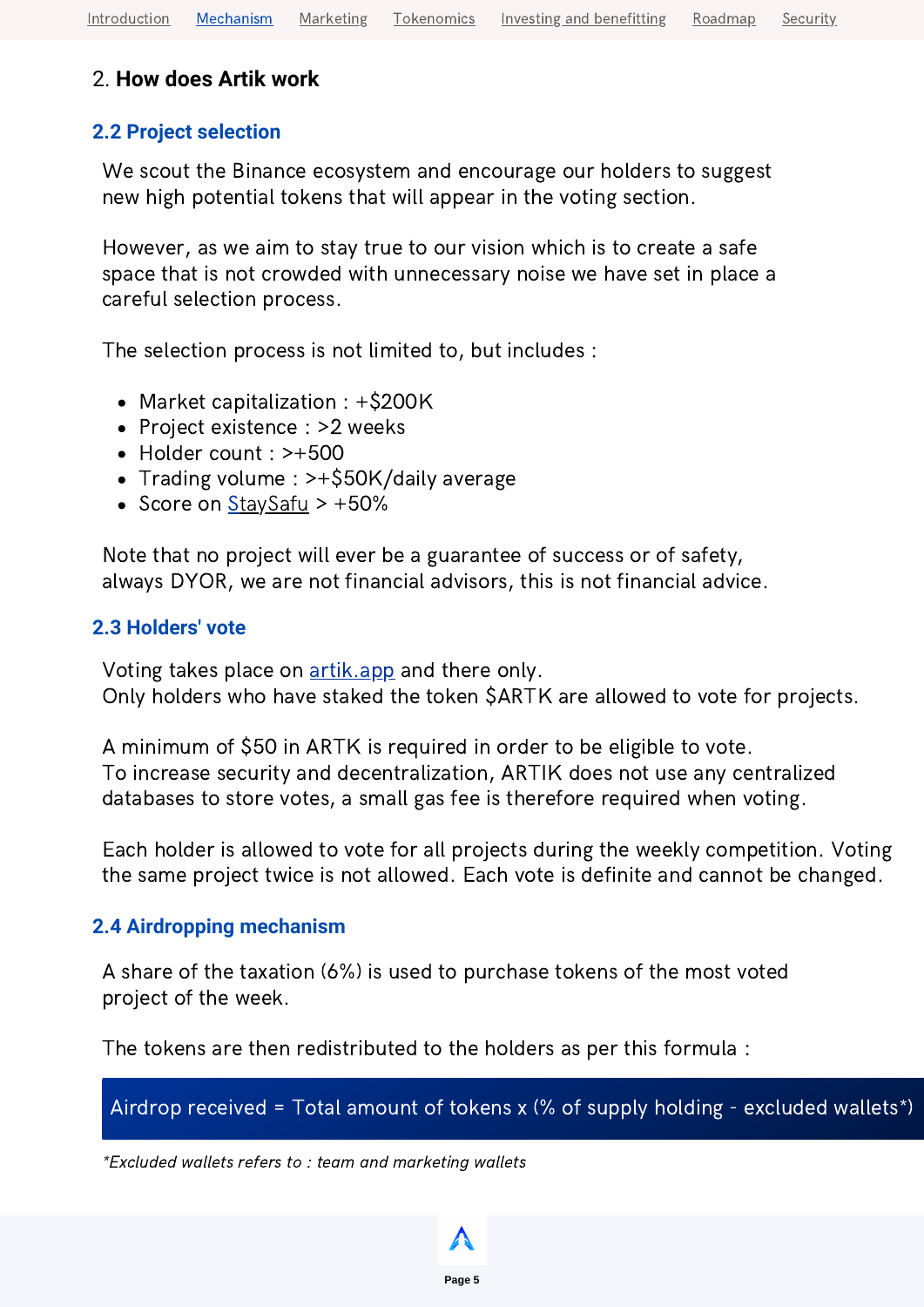Introduction | Mechanism | Marketing | Tokenomics | Investing and benefitting | Roadmap | Security

## 2. **How does Artik work**

### 2.2 Project selection

We scout the Binance ecosystem and encourage our holders to suggest new high potential tokens that will appear in the voting section.

However, as we aim to stay true to our vision which is to create a safe space that is not crowded with unnecessary noise we have set in place a careful selection process.

The selection process is not limited to, but includes :

- Market capitalization : +$200K
- Project existence : >2 weeks
- Holder count : >+500
- Trading volume : >+$50K/daily average
- Score on StaySafu > +50%

Note that no project will ever be a guarantee of success or of safety, always DYOR, we are not financial advisors, this is not financial advice.

### 2.3 Holders' vote

Voting takes place on artik.app and there only.
Only holders who have staked the token $ARTK are allowed to vote for projects.

A minimum of $50 in ARTK is required in order to be eligible to vote.
To increase security and decentralization, ARTIK does not use any centralized databases to store votes, a small gas fee is therefore required when voting.

Each holder is allowed to vote for all projects during the weekly competition. Voting the same project twice is not allowed. Each vote is definite and cannot be changed.

### 2.4 Airdropping mechanism

A share of the taxation (6%) is used to purchase tokens of the most voted project of the week.

The tokens are then redistributed to the holders as per this formula :

Airdrop received = Total amount of tokens x (% of supply holding - excluded wallets*)

*Excluded wallets refers to : team and marketing wallets*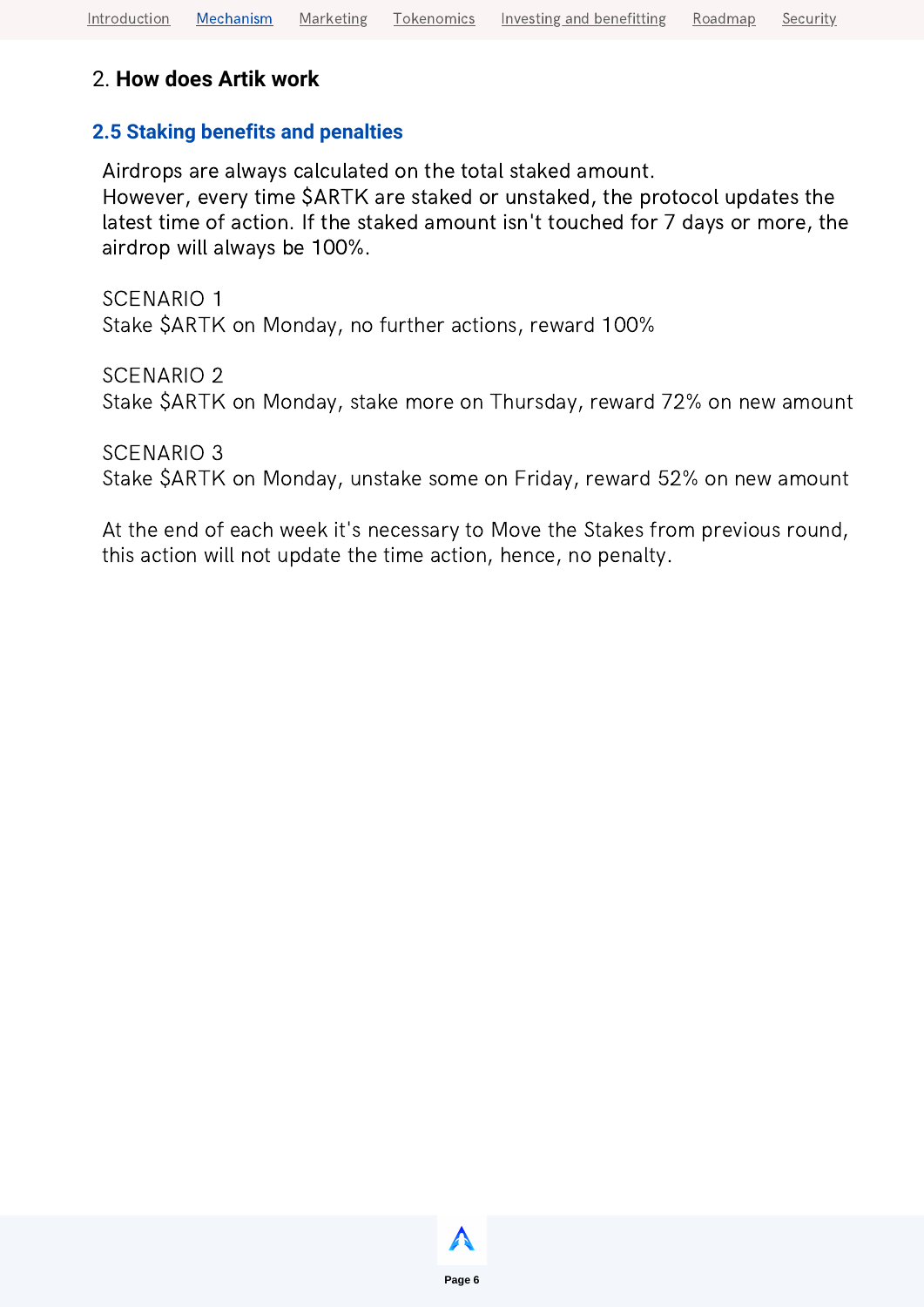## 2. **How does Artik work**

### 2.5 Staking benefits and penalties

Airdrops are always calculated on the total staked amount.
However, every time $ARTK are staked or unstaked, the protocol updates the latest time of action. If the staked amount isn't touched for 7 days or more, the airdrop will always be 100%.

SCENARIO 1
Stake $ARTK on Monday, no further actions, reward 100%

SCENARIO 2
Stake $ARTK on Monday, stake more on Thursday, reward 72% on new amount

SCENARIO 3
Stake $ARTK on Monday, unstake some on Friday, reward 52% on new amount

At the end of each week it's necessary to Move the Stakes from previous round, this action will not update the time action, hence, no penalty.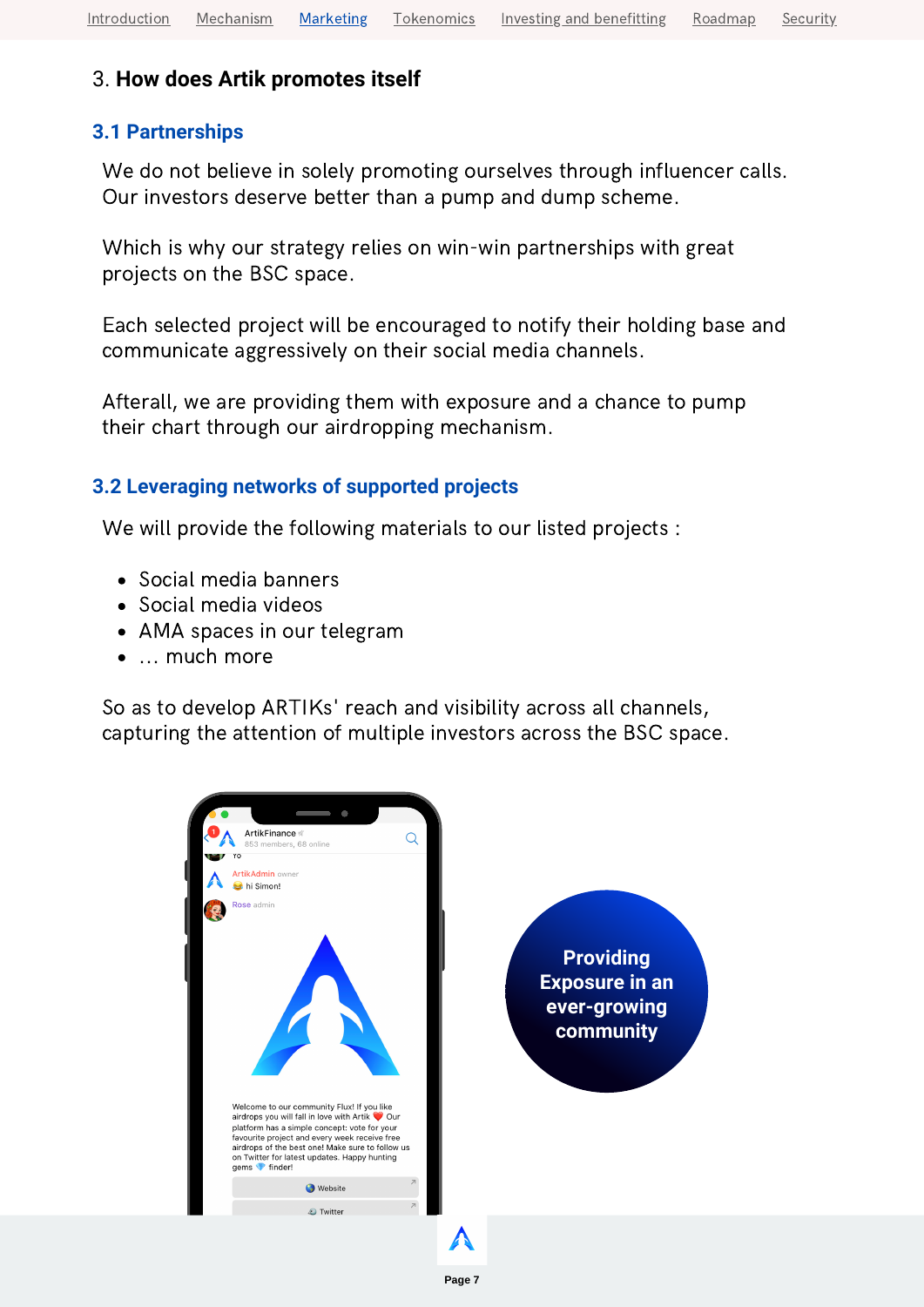## 3. **How does Artik promotes itself**

### 3.1 Partnerships

We do not believe in solely promoting ourselves through influencer calls. Our investors deserve better than a pump and dump scheme.

Which is why our strategy relies on win-win partnerships with great projects on the BSC space.

Each selected project will be encouraged to notify their holding base and communicate aggressively on their social media channels.

Afterall, we are providing them with exposure and a chance to pump their chart through our airdropping mechanism.

### 3.2 Leveraging networks of supported projects

We will provide the following materials to our listed projects :

- Social media banners
- Social media videos
- AMA spaces in our telegram
- … much more

So as to develop ARTIKs' reach and visibility across all channels, capturing the attention of multiple investors across the BSC space.

Providing Exposure in an ever-growing community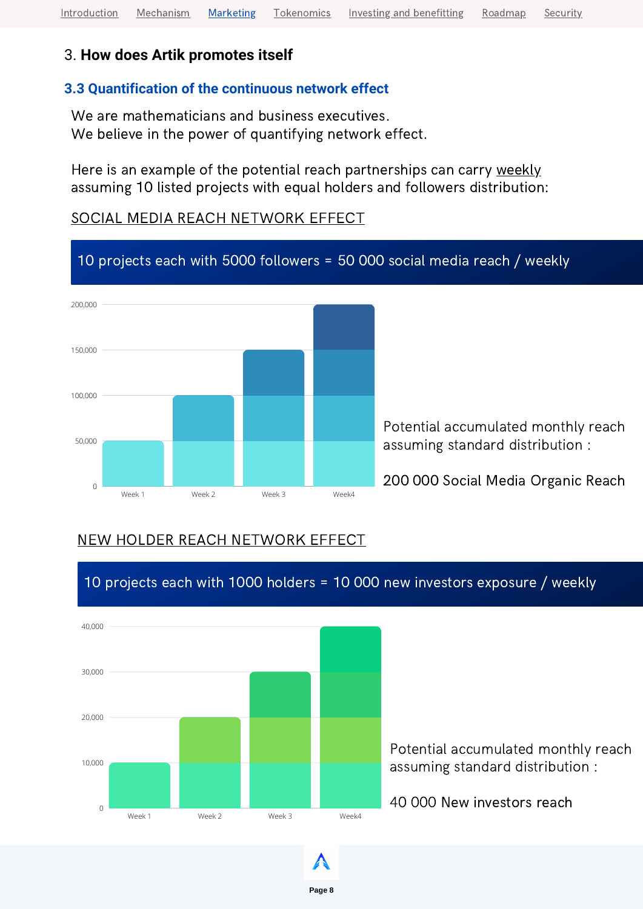## 3. How does Artik promotes itself

### 3.3 Quantification of the continuous network effect

We are mathematicians and business executives.
We believe in the power of quantifying network effect.

Here is an example of the potential reach partnerships can carry weekly assuming 10 listed projects with equal holders and followers distribution:

SOCIAL MEDIA REACH NETWORK EFFECT

10 projects each with 5000 followers = 50 000 social media reach / weekly

| | Reach |
|---|---|
| Week 1 | 50,000 |
| Week 2 | 100,000 |
| Week 3 | 150,000 |
| Week4 | 200,000 |

Potential accumulated monthly reach assuming standard distribution :

200 000 Social Media Organic Reach

NEW HOLDER REACH NETWORK EFFECT

10 projects each with 1000 holders = 10 000 new investors exposure / weekly

| | Reach |
|---|---|
| Week 1 | 10,000 |
| Week 2 | 20,000 |
| Week 3 | 30,000 |
| Week4 | 40,000 |

Potential accumulated monthly reach assuming standard distribution :

40 000 New investors reach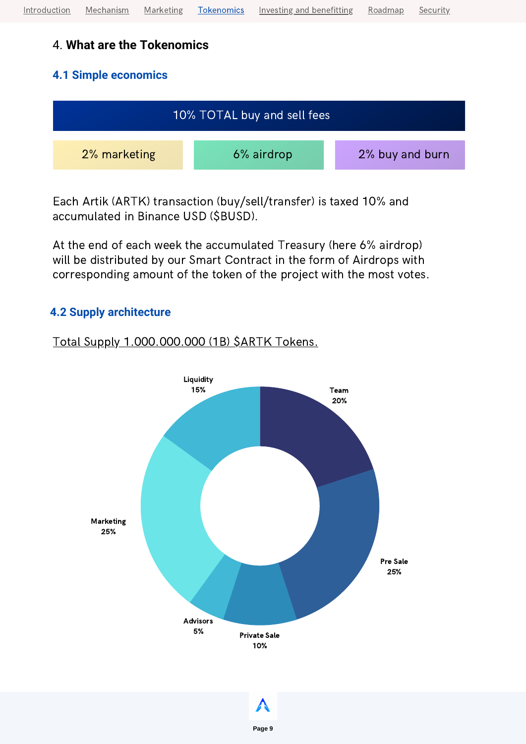## 4. **What are the Tokenomics**

### 4.1 Simple economics

10% TOTAL buy and sell fees

| 2% marketing | 6% airdrop | 2% buy and burn |
| --- | --- | --- |

Each Artik (ARTK) transaction (buy/sell/transfer) is taxed 10% and accumulated in Binance USD ($BUSD).

At the end of each week the accumulated Treasury (here 6% airdrop) will be distributed by our Smart Contract in the form of Airdrops with corresponding amount of the token of the project with the most votes.

### 4.2 Supply architecture

Total Supply 1.000.000.000 (1B) $ARTK Tokens.

| Allocation | Share |
| --- | --- |
| Team | 20% |
| Pre Sale | 25% |
| Private Sale | 10% |
| Advisors | 5% |
| Marketing | 25% |
| Liquidity | 15% |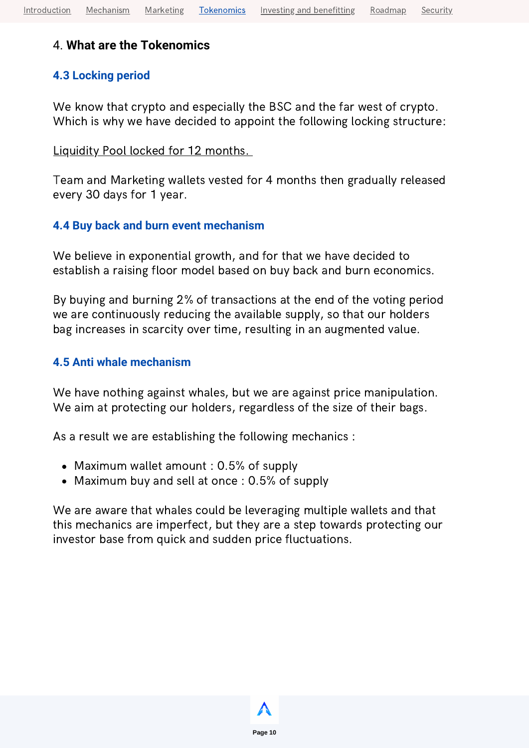4. **What are the Tokenomics**

### 4.3 Locking period

We know that crypto and especially the BSC and the far west of crypto. Which is why we have decided to appoint the following locking structure:

Liquidity Pool locked for 12 months.

Team and Marketing wallets vested for 4 months then gradually released every 30 days for 1 year.

### 4.4 Buy back and burn event mechanism

We believe in exponential growth, and for that we have decided to establish a raising floor model based on buy back and burn economics.

By buying and burning 2% of transactions at the end of the voting period we are continuously reducing the available supply, so that our holders bag increases in scarcity over time, resulting in an augmented value.

### 4.5 Anti whale mechanism

We have nothing against whales, but we are against price manipulation. We aim at protecting our holders, regardless of the size of their bags.

As a result we are establishing the following mechanics :

- Maximum wallet amount : 0.5% of supply
- Maximum buy and sell at once : 0.5% of supply

We are aware that whales could be leveraging multiple wallets and that this mechanics are imperfect, but they are a step towards protecting our investor base from quick and sudden price fluctuations.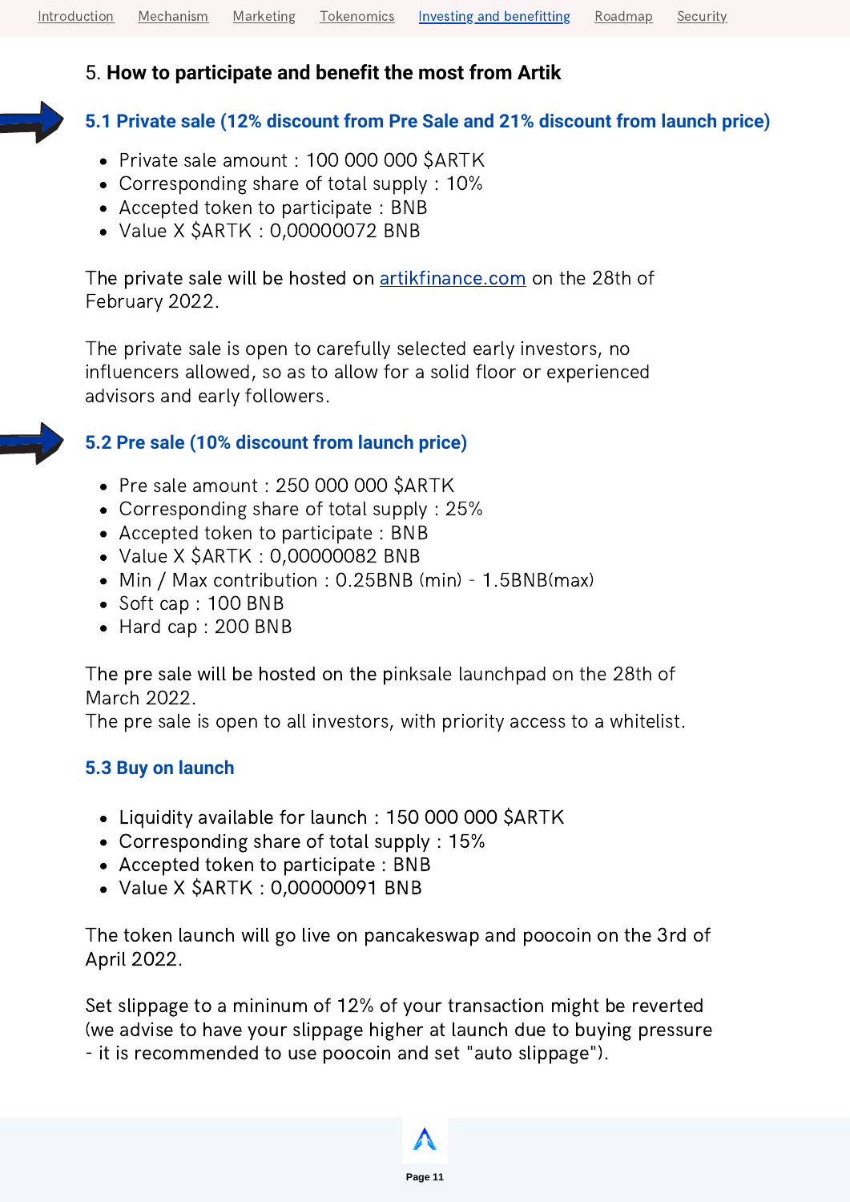## 5. **How to participate and benefit the most from Artik**

### 5.1 Private sale (12% discount from Pre Sale and 21% discount from launch price)

- Private sale amount : 100 000 000 $ARTK
- Corresponding share of total supply : 10%
- Accepted token to participate : BNB
- Value X $ARTK : 0,00000072 BNB

The private sale will be hosted on [artikfinance.com](artikfinance.com) on the 28th of February 2022.

The private sale is open to carefully selected early investors, no influencers allowed, so as to allow for a solid floor or experienced advisors and early followers.

### 5.2 Pre sale (10% discount from launch price)

- Pre sale amount : 250 000 000 $ARTK
- Corresponding share of total supply : 25%
- Accepted token to participate : BNB
- Value X $ARTK : 0,00000082 BNB
- Min / Max contribution : 0.25BNB (min) - 1.5BNB(max)
- Soft cap : 100 BNB
- Hard cap : 200 BNB

The pre sale will be hosted on the pinksale launchpad on the 28th of March 2022.
The pre sale is open to all investors, with priority access to a whitelist.

### 5.3 Buy on launch

- Liquidity available for launch : 150 000 000 $ARTK
- Corresponding share of total supply : 15%
- Accepted token to participate : BNB
- Value X $ARTK : 0,00000091 BNB

The token launch will go live on pancakeswap and poocoin on the 3rd of April 2022.

Set slippage to a mininum of 12% of your transaction might be reverted (we advise to have your slippage higher at launch due to buying pressure - it is recommended to use poocoin and set "auto slippage").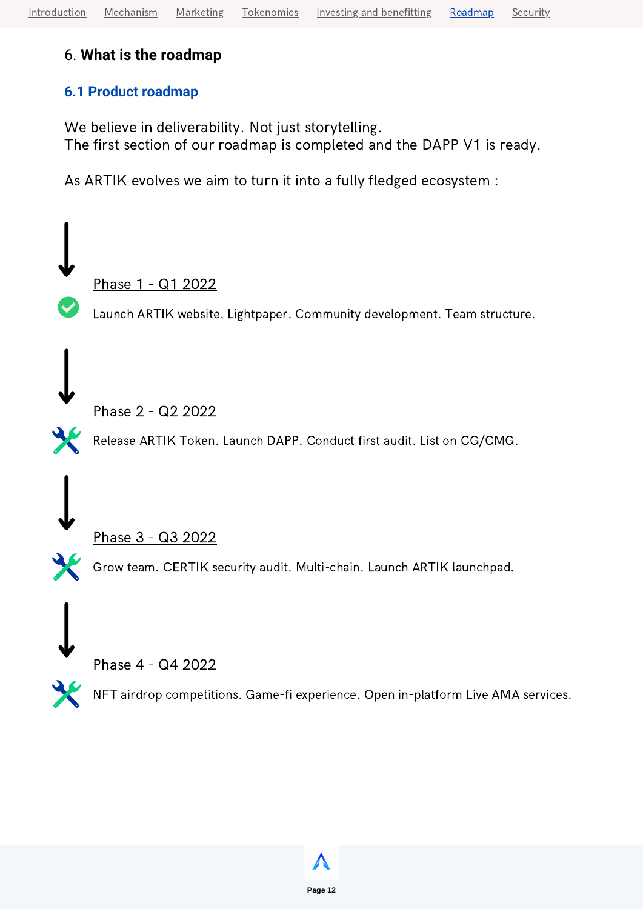# 6. **What is the roadmap**

## 6.1 Product roadmap

We believe in deliverability. Not just storytelling.
The first section of our roadmap is completed and the DAPP V1 is ready.

As ARTIK evolves we aim to turn it into a fully fledged ecosystem :

**Phase 1 - Q1 2022**

✅ Launch ARTIK website. Lightpaper. Community development. Team structure.

**Phase 2 - Q2 2022**

Release ARTIK Token. Launch DAPP. Conduct first audit. List on CG/CMG.

**Phase 3 - Q3 2022**

Grow team. CERTIK security audit. Multi-chain. Launch ARTIK launchpad.

**Phase 4 - Q4 2022**

NFT airdrop competitions. Game-fi experience. Open in-platform Live AMA services.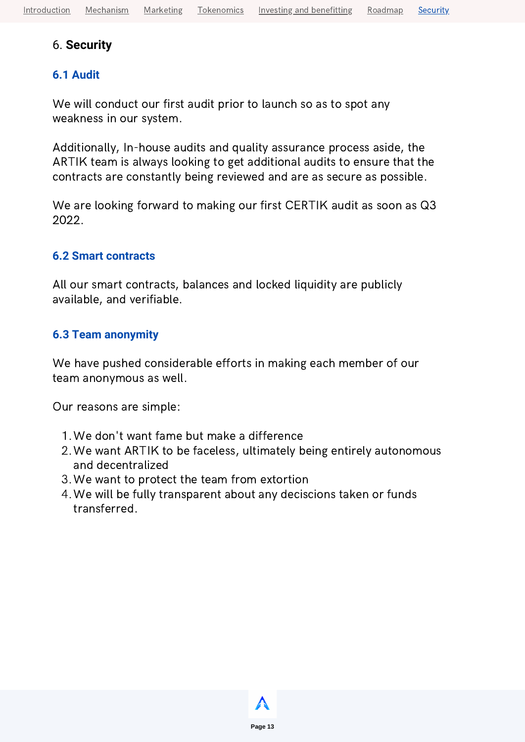# 6. **Security**

## 6.1 Audit

We will conduct our first audit prior to launch so as to spot any weakness in our system.

Additionally, In-house audits and quality assurance process aside, the ARTIK team is always looking to get additional audits to ensure that the contracts are constantly being reviewed and are as secure as possible.

We are looking forward to making our first CERTIK audit as soon as Q3 2022.

## 6.2 Smart contracts

All our smart contracts, balances and locked liquidity are publicly available, and verifiable.

## 6.3 Team anonymity

We have pushed considerable efforts in making each member of our team anonymous as well.

Our reasons are simple:

1. We don't want fame but make a difference
2. We want ARTIK to be faceless, ultimately being entirely autonomous and decentralized
3. We want to protect the team from extortion
4. We will be fully transparent about any deciscions taken or funds transferred.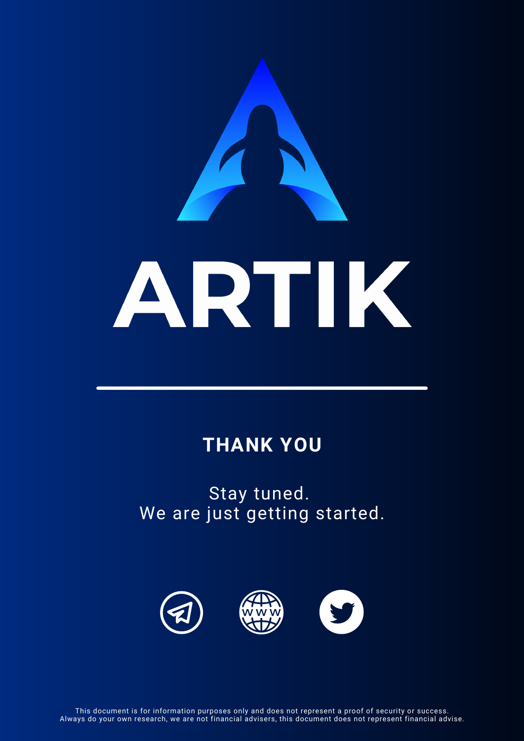# ARTIK

## THANK YOU

Stay tuned.
We are just getting started.

This document is for information purposes only and does not represent a proof of security or success.
Always do your own research, we are not financial advisers, this document does not represent financial advise.